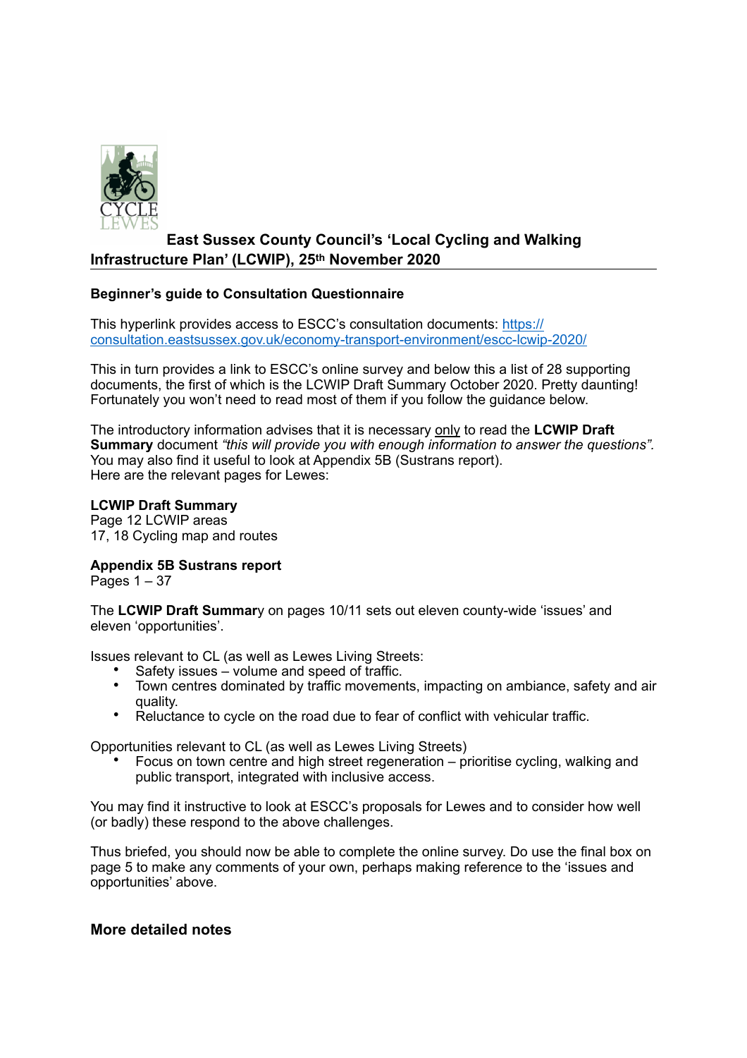# East Sussex County Council's 'Local Cycling and Walking Infrastructure Plan' (LCWIP), 25th November 2020

**Beginner's guide to Consultation Questionnaire**

This hyperlink provides access to ESCC's consultation documents: https://consultation.eastsussex.gov.uk/economy-transport-environment/escc-lcwip-2020/

This in turn provides a link to ESCC's online survey and below this a list of 28 supporting documents, the first of which is the LCWIP Draft Summary October 2020. Pretty daunting! Fortunately you won't need to read most of them if you follow the guidance below.

The introductory information advises that it is necessary only to read the **LCWIP Draft Summary** document *"this will provide you with enough information to answer the questions"*. You may also find it useful to look at Appendix 5B (Sustrans report).
Here are the relevant pages for Lewes:

**LCWIP Draft Summary**
Page 12 LCWIP areas
17, 18 Cycling map and routes

**Appendix 5B Sustrans report**
Pages 1 – 37

The **LCWIP Draft Summar**y on pages 10/11 sets out eleven county-wide 'issues' and eleven 'opportunities'.

Issues relevant to CL (as well as Lewes Living Streets:

- Safety issues – volume and speed of traffic.
- Town centres dominated by traffic movements, impacting on ambiance, safety and air quality.
- Reluctance to cycle on the road due to fear of conflict with vehicular traffic.

Opportunities relevant to CL (as well as Lewes Living Streets)

- Focus on town centre and high street regeneration – prioritise cycling, walking and public transport, integrated with inclusive access.

You may find it instructive to look at ESCC's proposals for Lewes and to consider how well (or badly) these respond to the above challenges.

Thus briefed, you should now be able to complete the online survey. Do use the final box on page 5 to make any comments of your own, perhaps making reference to the 'issues and opportunities' above.

## More detailed notes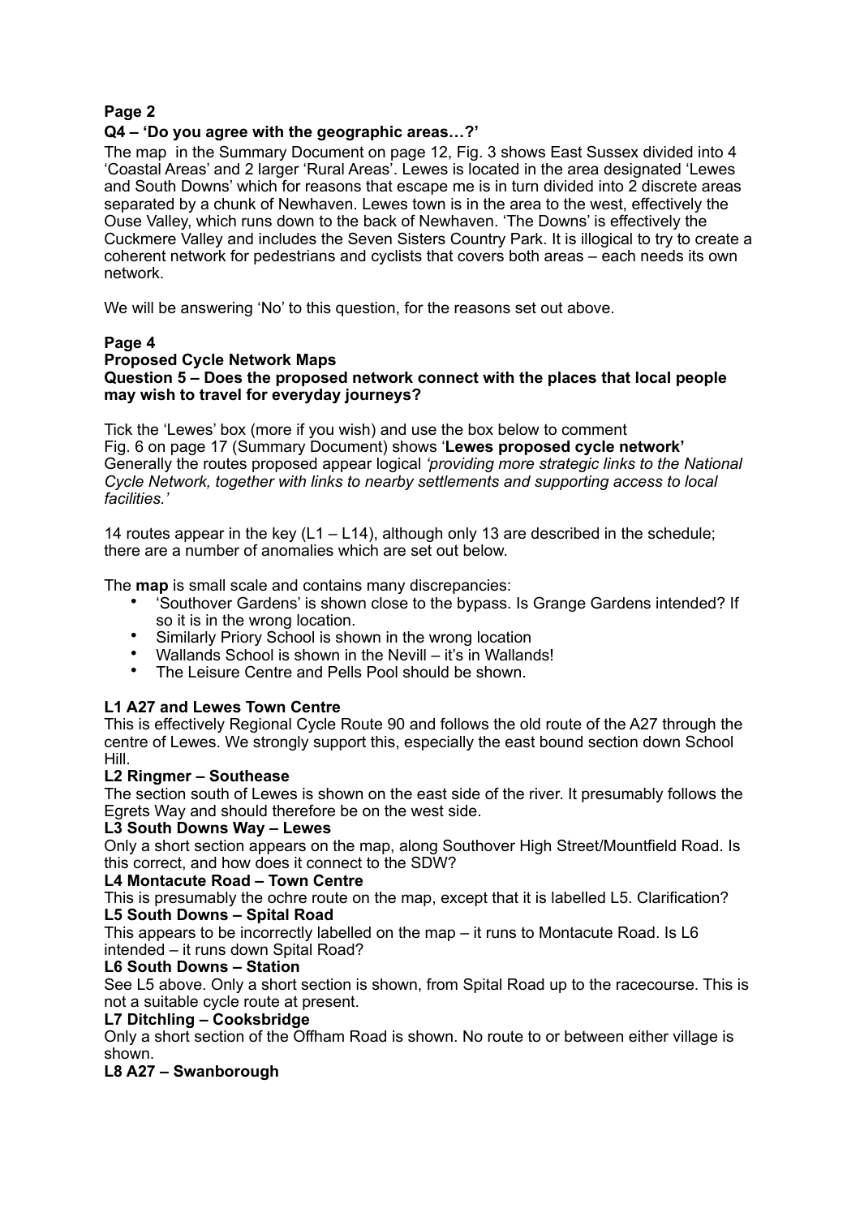**Page 2**

**Q4 – 'Do you agree with the geographic areas…?'**

The map in the Summary Document on page 12, Fig. 3 shows East Sussex divided into 4 'Coastal Areas' and 2 larger 'Rural Areas'. Lewes is located in the area designated 'Lewes and South Downs' which for reasons that escape me is in turn divided into 2 discrete areas separated by a chunk of Newhaven. Lewes town is in the area to the west, effectively the Ouse Valley, which runs down to the back of Newhaven. 'The Downs' is effectively the Cuckmere Valley and includes the Seven Sisters Country Park. It is illogical to try to create a coherent network for pedestrians and cyclists that covers both areas – each needs its own network.

We will be answering 'No' to this question, for the reasons set out above.

**Page 4**

**Proposed Cycle Network Maps**

**Question 5 – Does the proposed network connect with the places that local people may wish to travel for everyday journeys?**

Tick the 'Lewes' box (more if you wish) and use the box below to comment

Fig. 6 on page 17 (Summary Document) shows '**Lewes proposed cycle network'**

Generally the routes proposed appear logical *'providing more strategic links to the National Cycle Network, together with links to nearby settlements and supporting access to local facilities.'*

14 routes appear in the key (L1 – L14), although only 13 are described in the schedule; there are a number of anomalies which are set out below.

The **map** is small scale and contains many discrepancies:

- 'Southover Gardens' is shown close to the bypass. Is Grange Gardens intended? If so it is in the wrong location.
- Similarly Priory School is shown in the wrong location
- Wallands School is shown in the Nevill – it's in Wallands!
- The Leisure Centre and Pells Pool should be shown.

**L1 A27 and Lewes Town Centre**

This is effectively Regional Cycle Route 90 and follows the old route of the A27 through the centre of Lewes. We strongly support this, especially the east bound section down School Hill.

**L2 Ringmer – Southease**

The section south of Lewes is shown on the east side of the river. It presumably follows the Egrets Way and should therefore be on the west side.

**L3 South Downs Way – Lewes**

Only a short section appears on the map, along Southover High Street/Mountfield Road. Is this correct, and how does it connect to the SDW?

**L4 Montacute Road – Town Centre**

This is presumably the ochre route on the map, except that it is labelled L5. Clarification?

**L5 South Downs – Spital Road**

This appears to be incorrectly labelled on the map – it runs to Montacute Road. Is L6 intended – it runs down Spital Road?

**L6 South Downs – Station**

See L5 above. Only a short section is shown, from Spital Road up to the racecourse. This is not a suitable cycle route at present.

**L7 Ditchling – Cooksbridge**

Only a short section of the Offham Road is shown. No route to or between either village is shown.

**L8 A27 – Swanborough**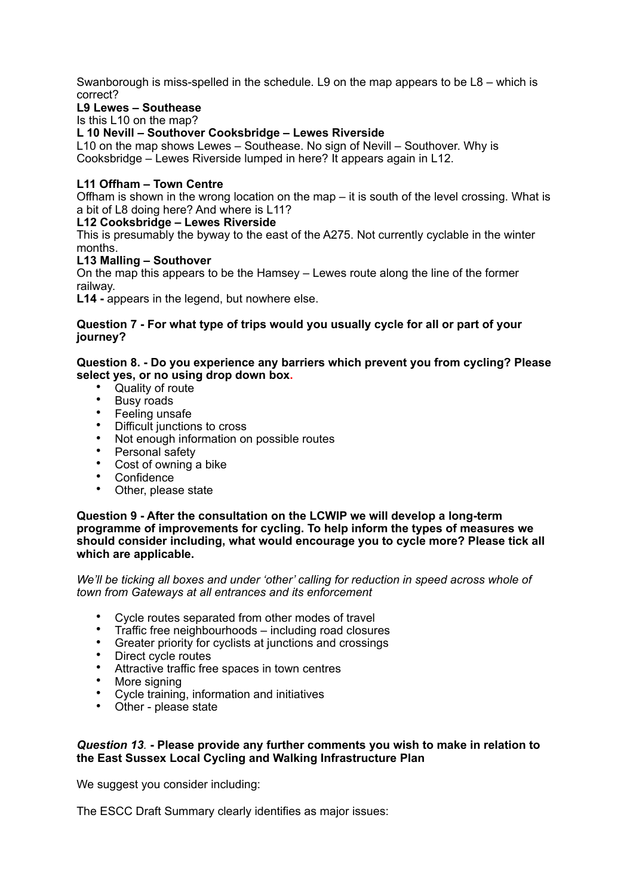Swanborough is miss-spelled in the schedule. L9 on the map appears to be L8 – which is correct?

**L9 Lewes – Southease**

Is this L10 on the map?

**L 10 Nevill – Southover Cooksbridge – Lewes Riverside**

L10 on the map shows Lewes – Southease. No sign of Nevill – Southover. Why is Cooksbridge – Lewes Riverside lumped in here? It appears again in L12.

**L11 Offham – Town Centre**

Offham is shown in the wrong location on the map – it is south of the level crossing. What is a bit of L8 doing here? And where is L11?

**L12 Cooksbridge – Lewes Riverside**

This is presumably the byway to the east of the A275. Not currently cyclable in the winter months.

**L13 Malling – Southover**

On the map this appears to be the Hamsey – Lewes route along the line of the former railway.

**L14 -** appears in the legend, but nowhere else.

**Question 7 - For what type of trips would you usually cycle for all or part of your journey?**

**Question 8. - Do you experience any barriers which prevent you from cycling? Please select yes, or no using drop down box.**

- Quality of route
- Busy roads
- Feeling unsafe
- Difficult junctions to cross
- Not enough information on possible routes
- Personal safety
- Cost of owning a bike
- Confidence
- Other, please state

**Question 9 - After the consultation on the LCWIP we will develop a long-term programme of improvements for cycling. To help inform the types of measures we should consider including, what would encourage you to cycle more? Please tick all which are applicable.**

*We'll be ticking all boxes and under 'other' calling for reduction in speed across whole of town from Gateways at all entrances and its enforcement*

- Cycle routes separated from other modes of travel
- Traffic free neighbourhoods – including road closures
- Greater priority for cyclists at junctions and crossings
- Direct cycle routes
- Attractive traffic free spaces in town centres
- More signing
- Cycle training, information and initiatives
- Other - please state

***Question 13*. - Please provide any further comments you wish to make in relation to the East Sussex Local Cycling and Walking Infrastructure Plan**

We suggest you consider including:

The ESCC Draft Summary clearly identifies as major issues: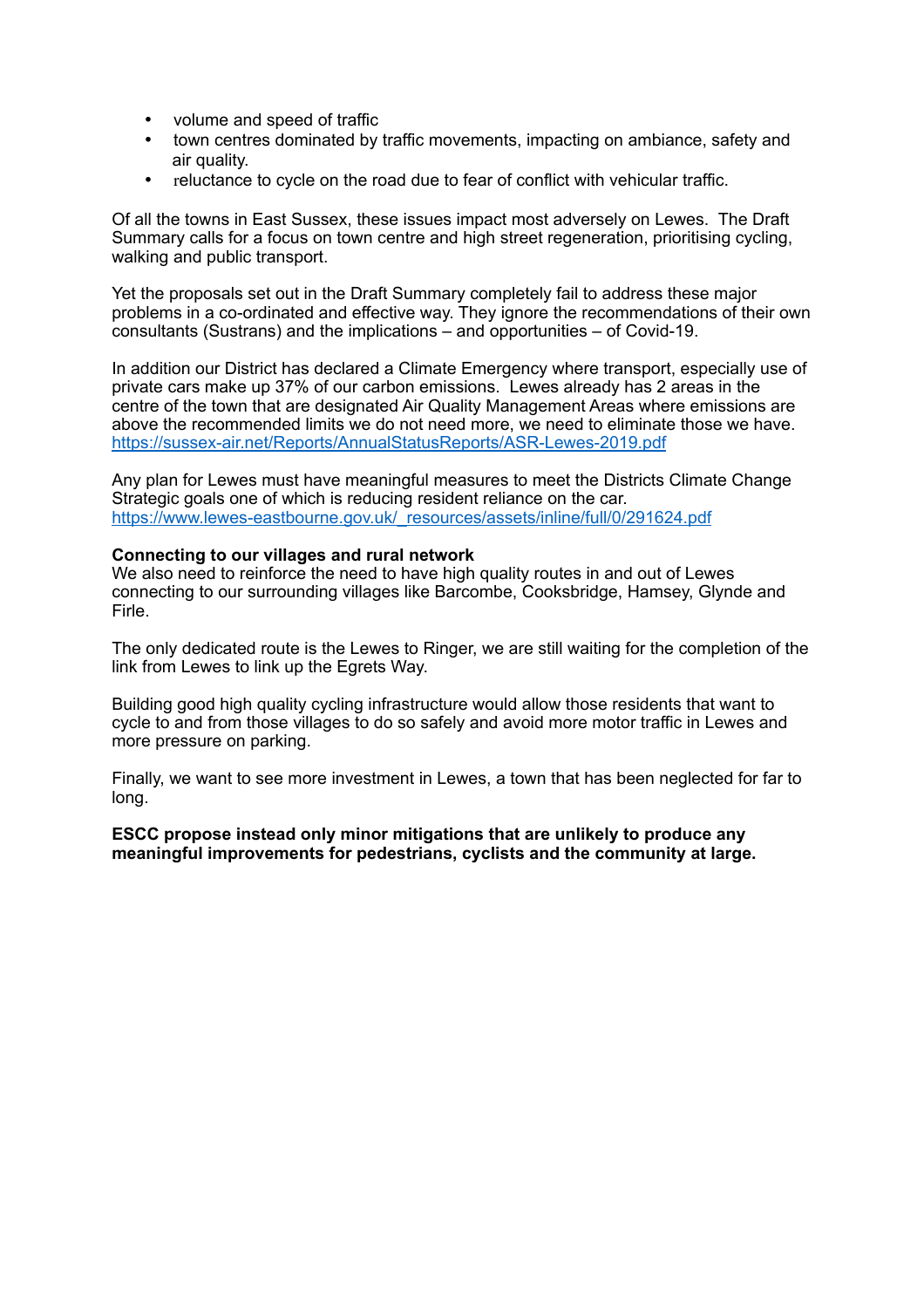- volume and speed of traffic
- town centres dominated by traffic movements, impacting on ambiance, safety and air quality.
- reluctance to cycle on the road due to fear of conflict with vehicular traffic.

Of all the towns in East Sussex, these issues impact most adversely on Lewes. The Draft Summary calls for a focus on town centre and high street regeneration, prioritising cycling, walking and public transport.

Yet the proposals set out in the Draft Summary completely fail to address these major problems in a co-ordinated and effective way. They ignore the recommendations of their own consultants (Sustrans) and the implications – and opportunities – of Covid-19.

In addition our District has declared a Climate Emergency where transport, especially use of private cars make up 37% of our carbon emissions. Lewes already has 2 areas in the centre of the town that are designated Air Quality Management Areas where emissions are above the recommended limits we do not need more, we need to eliminate those we have. https://sussex-air.net/Reports/AnnualStatusReports/ASR-Lewes-2019.pdf

Any plan for Lewes must have meaningful measures to meet the Districts Climate Change Strategic goals one of which is reducing resident reliance on the car. https://www.lewes-eastbourne.gov.uk/_resources/assets/inline/full/0/291624.pdf

**Connecting to our villages and rural network**
We also need to reinforce the need to have high quality routes in and out of Lewes connecting to our surrounding villages like Barcombe, Cooksbridge, Hamsey, Glynde and Firle.

The only dedicated route is the Lewes to Ringer, we are still waiting for the completion of the link from Lewes to link up the Egrets Way.

Building good high quality cycling infrastructure would allow those residents that want to cycle to and from those villages to do so safely and avoid more motor traffic in Lewes and more pressure on parking.

Finally, we want to see more investment in Lewes, a town that has been neglected for far to long.

**ESCC propose instead only minor mitigations that are unlikely to produce any meaningful improvements for pedestrians, cyclists and the community at large.**